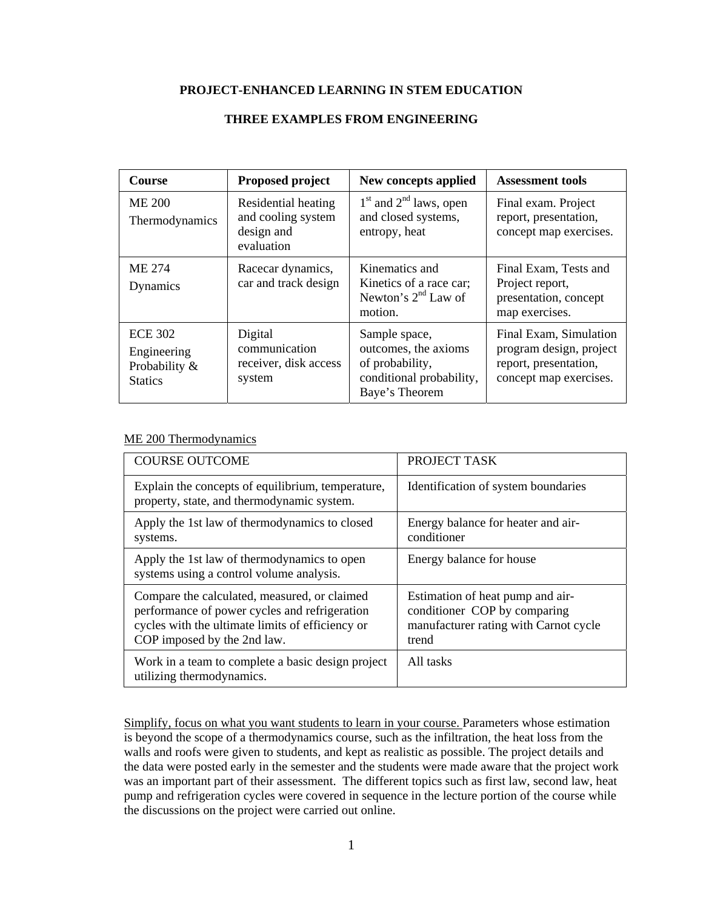## PROJECT-ENHANCED LEARNING IN STEM EDUCATION

## THREE EXAMPLES FROM ENGINEERING

| Course | Proposed project | New concepts applied | Assessment tools |
|---|---|---|---|
| ME 200 Thermodynamics | Residential heating and cooling system design and evaluation | $1^{st}$ and $2^{nd}$ laws, open and closed systems, entropy, heat | Final exam. Project report, presentation, concept map exercises. |
| ME 274 Dynamics | Racecar dynamics, car and track design | Kinematics and Kinetics of a race car; Newton's $2^{nd}$ Law of motion. | Final Exam, Tests and Project report, presentation, concept map exercises. |
| ECE 302 Engineering Probability & Statics | Digital communication receiver, disk access system | Sample space, outcomes, the axioms of probability, conditional probability, Baye's Theorem | Final Exam, Simulation program design, project report, presentation, concept map exercises. |

<u>ME 200 Thermodynamics</u>

| COURSE OUTCOME | PROJECT TASK |
|---|---|
| Explain the concepts of equilibrium, temperature, property, state, and thermodynamic system. | Identification of system boundaries |
| Apply the 1st law of thermodynamics to closed systems. | Energy balance for heater and air-conditioner |
| Apply the 1st law of thermodynamics to open systems using a control volume analysis. | Energy balance for house |
| Compare the calculated, measured, or claimed performance of power cycles and refrigeration cycles with the ultimate limits of efficiency or COP imposed by the 2nd law. | Estimation of heat pump and air-conditioner COP by comparing manufacturer rating with Carnot cycle trend |
| Work in a team to complete a basic design project utilizing thermodynamics. | All tasks |

<u>Simplify, focus on what you want students to learn in your course.</u> Parameters whose estimation is beyond the scope of a thermodynamics course, such as the infiltration, the heat loss from the walls and roofs were given to students, and kept as realistic as possible. The project details and the data were posted early in the semester and the students were made aware that the project work was an important part of their assessment. The different topics such as first law, second law, heat pump and refrigeration cycles were covered in sequence in the lecture portion of the course while the discussions on the project were carried out online.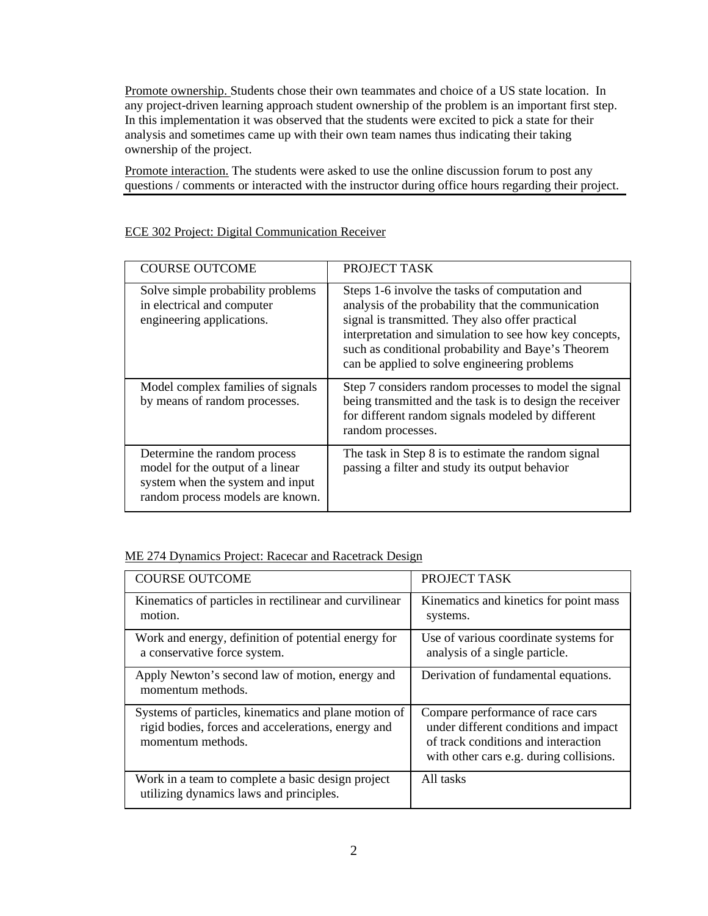Promote ownership. Students chose their own teammates and choice of a US state location. In any project-driven learning approach student ownership of the problem is an important first step. In this implementation it was observed that the students were excited to pick a state for their analysis and sometimes came up with their own team names thus indicating their taking ownership of the project.

Promote interaction. The students were asked to use the online discussion forum to post any questions / comments or interacted with the instructor during office hours regarding their project.

---

ECE 302 Project: Digital Communication Receiver

| COURSE OUTCOME | PROJECT TASK |
|---|---|
| Solve simple probability problems in electrical and computer engineering applications. | Steps 1-6 involve the tasks of computation and analysis of the probability that the communication signal is transmitted. They also offer practical interpretation and simulation to see how key concepts, such as conditional probability and Baye's Theorem can be applied to solve engineering problems |
| Model complex families of signals by means of random processes. | Step 7 considers random processes to model the signal being transmitted and the task is to design the receiver for different random signals modeled by different random processes. |
| Determine the random process model for the output of a linear system when the system and input random process models are known. | The task in Step 8 is to estimate the random signal passing a filter and study its output behavior |

ME 274 Dynamics Project: Racecar and Racetrack Design

| COURSE OUTCOME | PROJECT TASK |
|---|---|
| Kinematics of particles in rectilinear and curvilinear motion. | Kinematics and kinetics for point mass systems. |
| Work and energy, definition of potential energy for a conservative force system. | Use of various coordinate systems for analysis of a single particle. |
| Apply Newton's second law of motion, energy and momentum methods. | Derivation of fundamental equations. |
| Systems of particles, kinematics and plane motion of rigid bodies, forces and accelerations, energy and momentum methods. | Compare performance of race cars under different conditions and impact of track conditions and interaction with other cars e.g. during collisions. |
| Work in a team to complete a basic design project utilizing dynamics laws and principles. | All tasks |